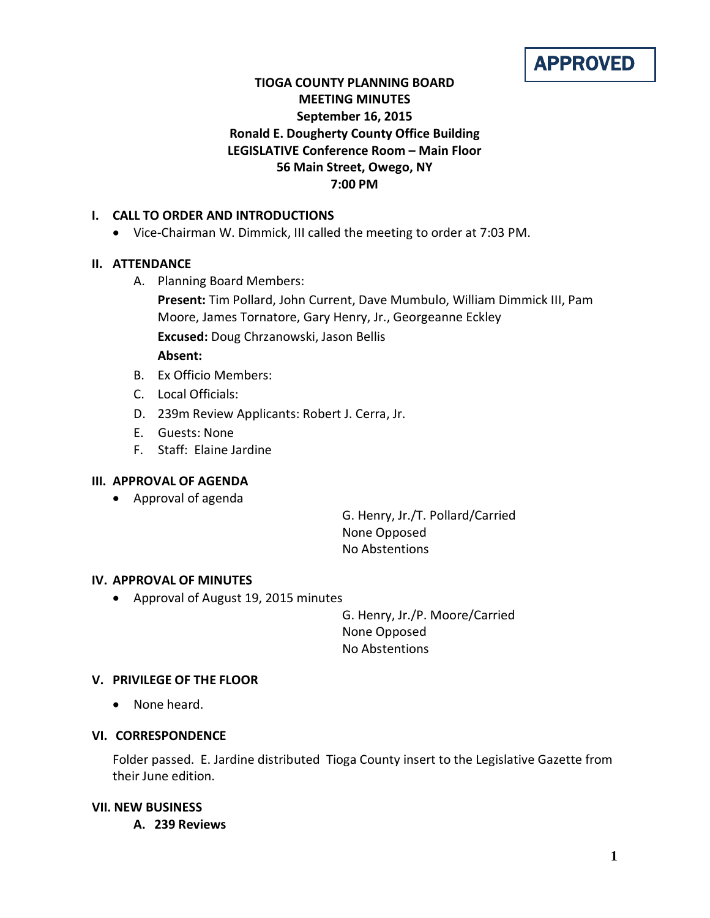**APPROVED**

# TIOGA COUNTY PLANNING BOARD
## MEETING MINUTES
## September 16, 2015
## Ronald E. Dougherty County Office Building
## LEGISLATIVE Conference Room – Main Floor
## 56 Main Street, Owego, NY
## 7:00 PM

### I. CALL TO ORDER AND INTRODUCTIONS

- Vice-Chairman W. Dimmick, III called the meeting to order at 7:03 PM.

### II. ATTENDANCE

A. Planning Board Members:

**Present:** Tim Pollard, John Current, Dave Mumbulo, William Dimmick III, Pam Moore, James Tornatore, Gary Henry, Jr., Georgeanne Eckley

**Excused:** Doug Chrzanowski, Jason Bellis

**Absent:**

B. Ex Officio Members:

C. Local Officials:

D. 239m Review Applicants: Robert J. Cerra, Jr.

E. Guests: None

F. Staff: Elaine Jardine

### III. APPROVAL OF AGENDA

- Approval of agenda

G. Henry, Jr./T. Pollard/Carried
None Opposed
No Abstentions

### IV. APPROVAL OF MINUTES

- Approval of August 19, 2015 minutes

G. Henry, Jr./P. Moore/Carried
None Opposed
No Abstentions

### V. PRIVILEGE OF THE FLOOR

- None heard.

### VI. CORRESPONDENCE

Folder passed. E. Jardine distributed Tioga County insert to the Legislative Gazette from their June edition.

### VII. NEW BUSINESS

**A. 239 Reviews**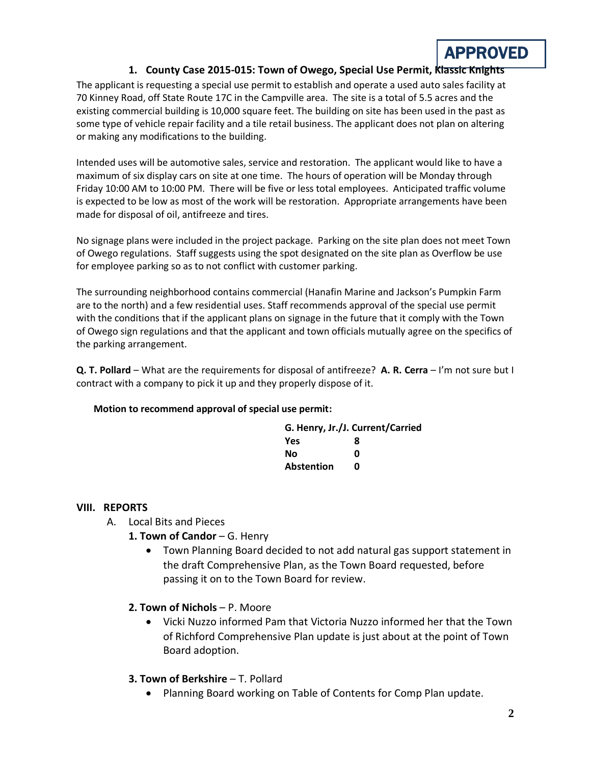**APPROVED**

### 1. County Case 2015-015: Town of Owego, Special Use Permit, Klassic Knights

The applicant is requesting a special use permit to establish and operate a used auto sales facility at 70 Kinney Road, off State Route 17C in the Campville area. The site is a total of 5.5 acres and the existing commercial building is 10,000 square feet. The building on site has been used in the past as some type of vehicle repair facility and a tile retail business. The applicant does not plan on altering or making any modifications to the building.

Intended uses will be automotive sales, service and restoration. The applicant would like to have a maximum of six display cars on site at one time. The hours of operation will be Monday through Friday 10:00 AM to 10:00 PM. There will be five or less total employees. Anticipated traffic volume is expected to be low as most of the work will be restoration. Appropriate arrangements have been made for disposal of oil, antifreeze and tires.

No signage plans were included in the project package. Parking on the site plan does not meet Town of Owego regulations. Staff suggests using the spot designated on the site plan as Overflow be use for employee parking so as to not conflict with customer parking.

The surrounding neighborhood contains commercial (Hanafin Marine and Jackson's Pumpkin Farm are to the north) and a few residential uses. Staff recommends approval of the special use permit with the conditions that if the applicant plans on signage in the future that it comply with the Town of Owego sign regulations and that the applicant and town officials mutually agree on the specifics of the parking arrangement.

**Q. T. Pollard** – What are the requirements for disposal of antifreeze? **A. R. Cerra** – I'm not sure but I contract with a company to pick it up and they properly dispose of it.

**Motion to recommend approval of special use permit:**

| G. Henry, Jr./J. Current/Carried | |
|---|---|
| **Yes** | **8** |
| **No** | **0** |
| **Abstention** | **0** |

## VIII. REPORTS

A. Local Bits and Pieces

**1. Town of Candor** – G. Henry

- Town Planning Board decided to not add natural gas support statement in the draft Comprehensive Plan, as the Town Board requested, before passing it on to the Town Board for review.

**2. Town of Nichols** – P. Moore

- Vicki Nuzzo informed Pam that Victoria Nuzzo informed her that the Town of Richford Comprehensive Plan update is just about at the point of Town Board adoption.

**3. Town of Berkshire** – T. Pollard

- Planning Board working on Table of Contents for Comp Plan update.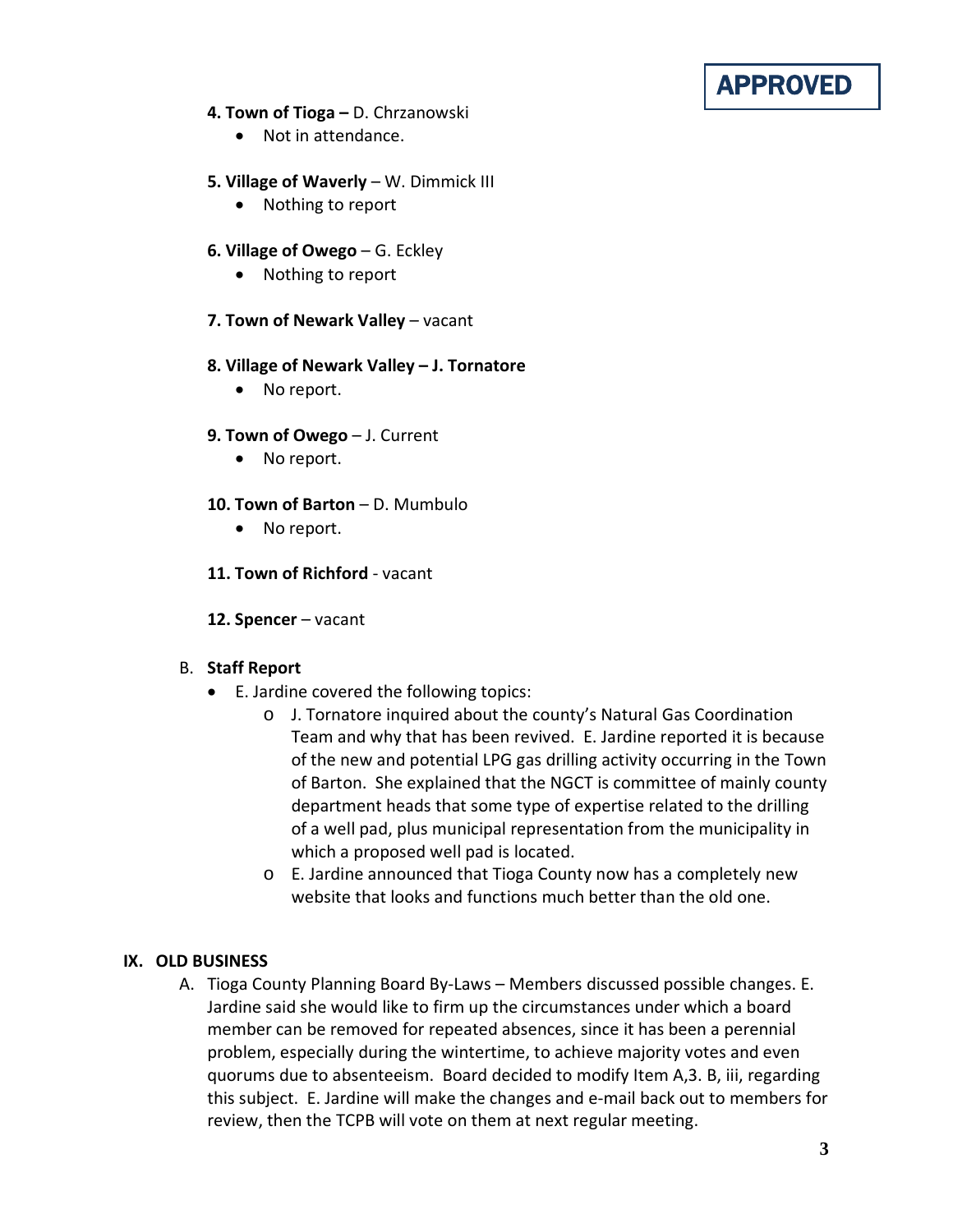**APPROVED**

**4. Town of Tioga –** D. Chrzanowski

- Not in attendance.

**5. Village of Waverly** – W. Dimmick III

- Nothing to report

**6. Village of Owego** – G. Eckley

- Nothing to report

**7. Town of Newark Valley** – vacant

**8. Village of Newark Valley – J. Tornatore**

- No report.

**9. Town of Owego** – J. Current

- No report.

**10. Town of Barton** – D. Mumbulo

- No report.

**11. Town of Richford** - vacant

**12. Spencer** – vacant

B. **Staff Report**

- E. Jardine covered the following topics:
  - J. Tornatore inquired about the county's Natural Gas Coordination Team and why that has been revived. E. Jardine reported it is because of the new and potential LPG gas drilling activity occurring in the Town of Barton. She explained that the NGCT is committee of mainly county department heads that some type of expertise related to the drilling of a well pad, plus municipal representation from the municipality in which a proposed well pad is located.
  - E. Jardine announced that Tioga County now has a completely new website that looks and functions much better than the old one.

## IX. OLD BUSINESS

A. Tioga County Planning Board By-Laws – Members discussed possible changes. E. Jardine said she would like to firm up the circumstances under which a board member can be removed for repeated absences, since it has been a perennial problem, especially during the wintertime, to achieve majority votes and even quorums due to absenteeism. Board decided to modify Item A,3. B, iii, regarding this subject. E. Jardine will make the changes and e-mail back out to members for review, then the TCPB will vote on them at next regular meeting.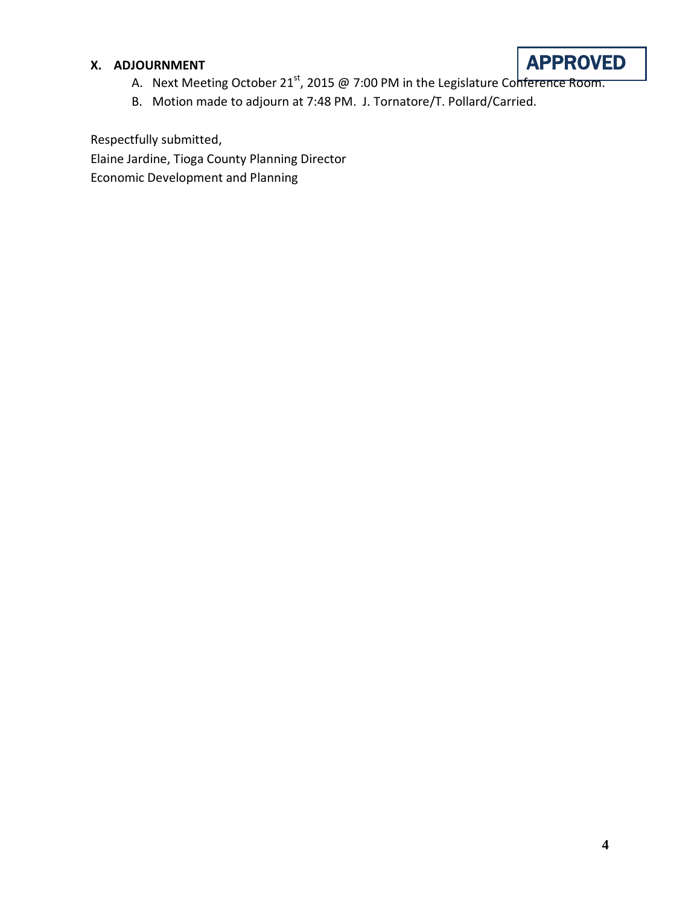APPROVED

## X. ADJOURNMENT

A. Next Meeting October 21st, 2015 @ 7:00 PM in the Legislature Conference Room.

B. Motion made to adjourn at 7:48 PM. J. Tornatore/T. Pollard/Carried.

Respectfully submitted,

Elaine Jardine, Tioga County Planning Director

Economic Development and Planning